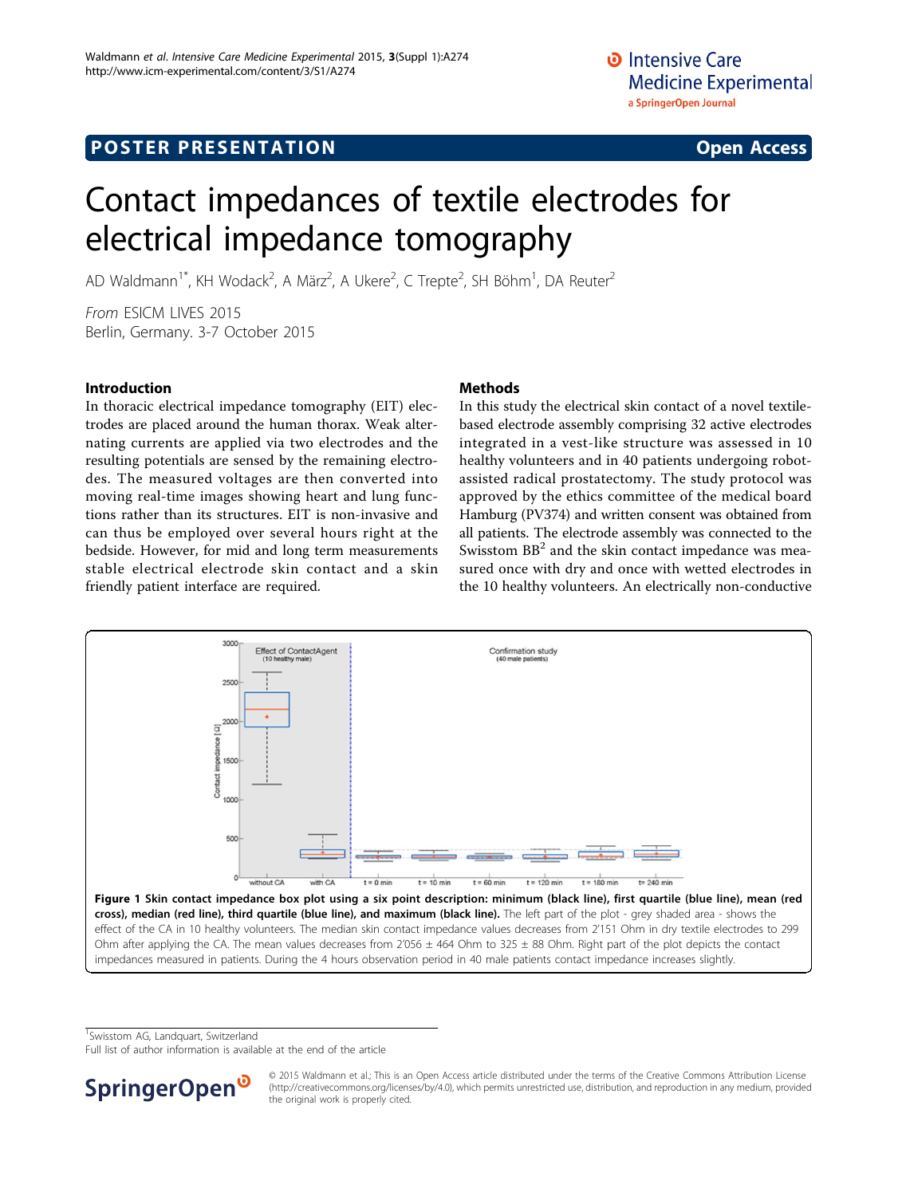POSTER PRESENTATION Open Access

# Contact impedances of textile electrodes for electrical impedance tomography

AD Waldmann[1*], KH Wodack[2], A März[2], A Ukere[2], C Trepte[2], SH Böhm[1], DA Reuter[2]

*From* ESICM LIVES 2015
Berlin, Germany. 3-7 October 2015

## Introduction

In thoracic electrical impedance tomography (EIT) electrodes are placed around the human thorax. Weak alternating currents are applied via two electrodes and the resulting potentials are sensed by the remaining electrodes. The measured voltages are then converted into moving real-time images showing heart and lung functions rather than its structures. EIT is non-invasive and can thus be employed over several hours right at the bedside. However, for mid and long term measurements stable electrical electrode skin contact and a skin friendly patient interface are required.

## Methods

In this study the electrical skin contact of a novel textile-based electrode assembly comprising 32 active electrodes integrated in a vest-like structure was assessed in 10 healthy volunteers and in 40 patients undergoing robot-assisted radical prostatectomy. The study protocol was approved by the ethics committee of the medical board Hamburg (PV374) and written consent was obtained from all patients. The electrode assembly was connected to the Swisstom BB[2] and the skin contact impedance was measured once with dry and once with wetted electrodes in the 10 healthy volunteers. An electrically non-conductive

**Figure 1 Skin contact impedance box plot using a six point description: minimum (black line), first quartile (blue line), mean (red cross), median (red line), third quartile (blue line), and maximum (black line).** The left part of the plot - grey shaded area - shows the effect of the CA in 10 healthy volunteers. The median skin contact impedance values decreases from 2'151 Ohm in dry textile electrodes to 299 Ohm after applying the CA. The mean values decreases from 2'056 ± 464 Ohm to 325 ± 88 Ohm. Right part of the plot depicts the contact impedances measured in patients. During the 4 hours observation period in 40 male patients contact impedance increases slightly.

[1]Swisstom AG, Landquart, Switzerland
Full list of author information is available at the end of the article

© 2015 Waldmann et al.; This is an Open Access article distributed under the terms of the Creative Commons Attribution License (http://creativecommons.org/licenses/by/4.0), which permits unrestricted use, distribution, and reproduction in any medium, provided the original work is properly cited.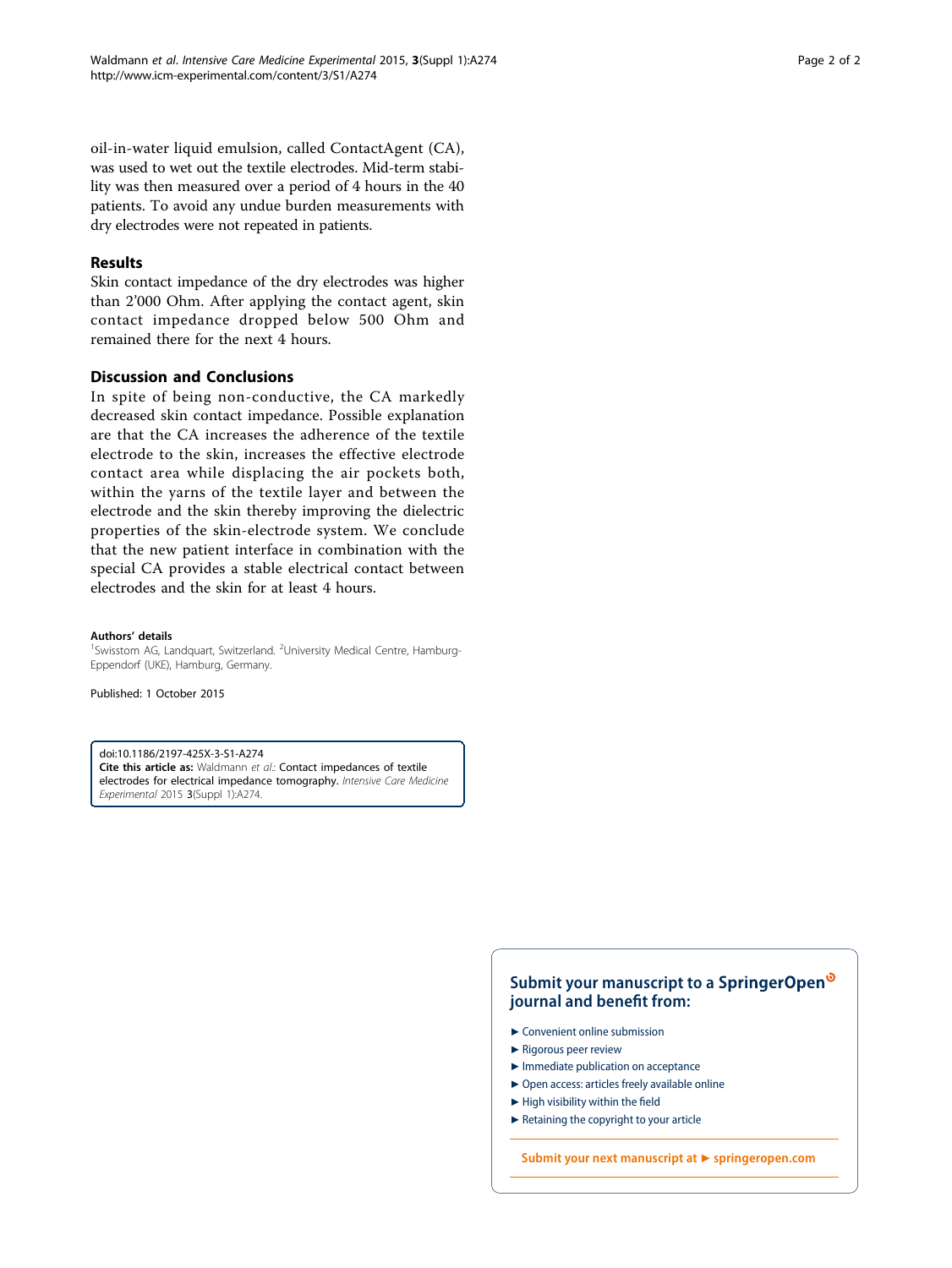oil-in-water liquid emulsion, called ContactAgent (CA), was used to wet out the textile electrodes. Mid-term stability was then measured over a period of 4 hours in the 40 patients. To avoid any undue burden measurements with dry electrodes were not repeated in patients.

### Results

Skin contact impedance of the dry electrodes was higher than 2'000 Ohm. After applying the contact agent, skin contact impedance dropped below 500 Ohm and remained there for the next 4 hours.

### Discussion and Conclusions

In spite of being non-conductive, the CA markedly decreased skin contact impedance. Possible explanation are that the CA increases the adherence of the textile electrode to the skin, increases the effective electrode contact area while displacing the air pockets both, within the yarns of the textile layer and between the electrode and the skin thereby improving the dielectric properties of the skin-electrode system. We conclude that the new patient interface in combination with the special CA provides a stable electrical contact between electrodes and the skin for at least 4 hours.

#### Authors' details

[1]Swisstom AG, Landquart, Switzerland. [2]University Medical Centre, Hamburg-Eppendorf (UKE), Hamburg, Germany.

Published: 1 October 2015

doi:10.1186/2197-425X-3-S1-A274
**Cite this article as:** Waldmann *et al.*: Contact impedances of textile electrodes for electrical impedance tomography. *Intensive Care Medicine Experimental* 2015 **3**(Suppl 1):A274.

**Submit your manuscript to a SpringerOpen journal and benefit from:**

- ► Convenient online submission
- ► Rigorous peer review
- ► Immediate publication on acceptance
- ► Open access: articles freely available online
- ► High visibility within the field
- ► Retaining the copyright to your article

**Submit your next manuscript at ► springeropen.com**